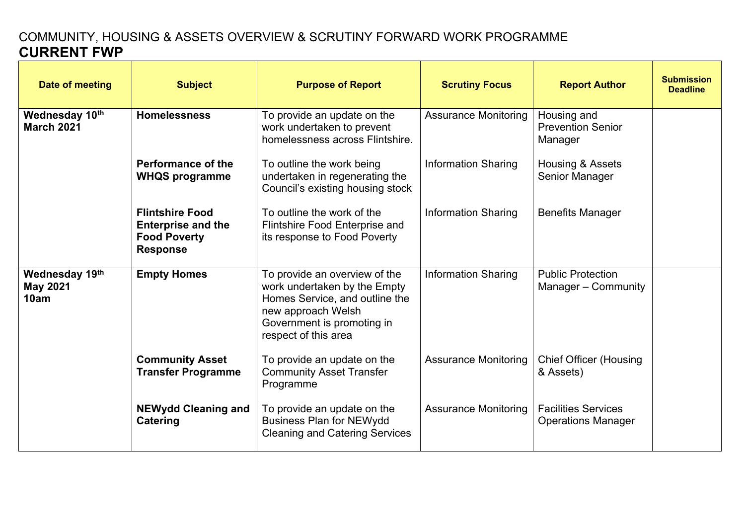COMMUNITY, HOUSING & ASSETS OVERVIEW & SCRUTINY FORWARD WORK PROGRAMME

# CURRENT FWP

| Date of meeting | Subject | Purpose of Report | Scrutiny Focus | Report Author | Submission Deadline |
|---|---|---|---|---|---|
| **Wednesday 10th March 2021** | **Homelessness** | To provide an update on the work undertaken to prevent homelessness across Flintshire. | Assurance Monitoring | Housing and Prevention Senior Manager | |
| | **Performance of the WHQS programme** | To outline the work being undertaken in regenerating the Council's existing housing stock | Information Sharing | Housing & Assets Senior Manager | |
| | **Flintshire Food Enterprise and the Food Poverty Response** | To outline the work of the Flintshire Food Enterprise and its response to Food Poverty | Information Sharing | Benefits Manager | |
| **Wednesday 19th May 2021 10am** | **Empty Homes** | To provide an overview of the work undertaken by the Empty Homes Service, and outline the new approach Welsh Government is promoting in respect of this area | Information Sharing | Public Protection Manager – Community | |
| | **Community Asset Transfer Programme** | To provide an update on the Community Asset Transfer Programme | Assurance Monitoring | Chief Officer (Housing & Assets) | |
| | **NEWydd Cleaning and Catering** | To provide an update on the Business Plan for NEWydd Cleaning and Catering Services | Assurance Monitoring | Facilities Services Operations Manager | |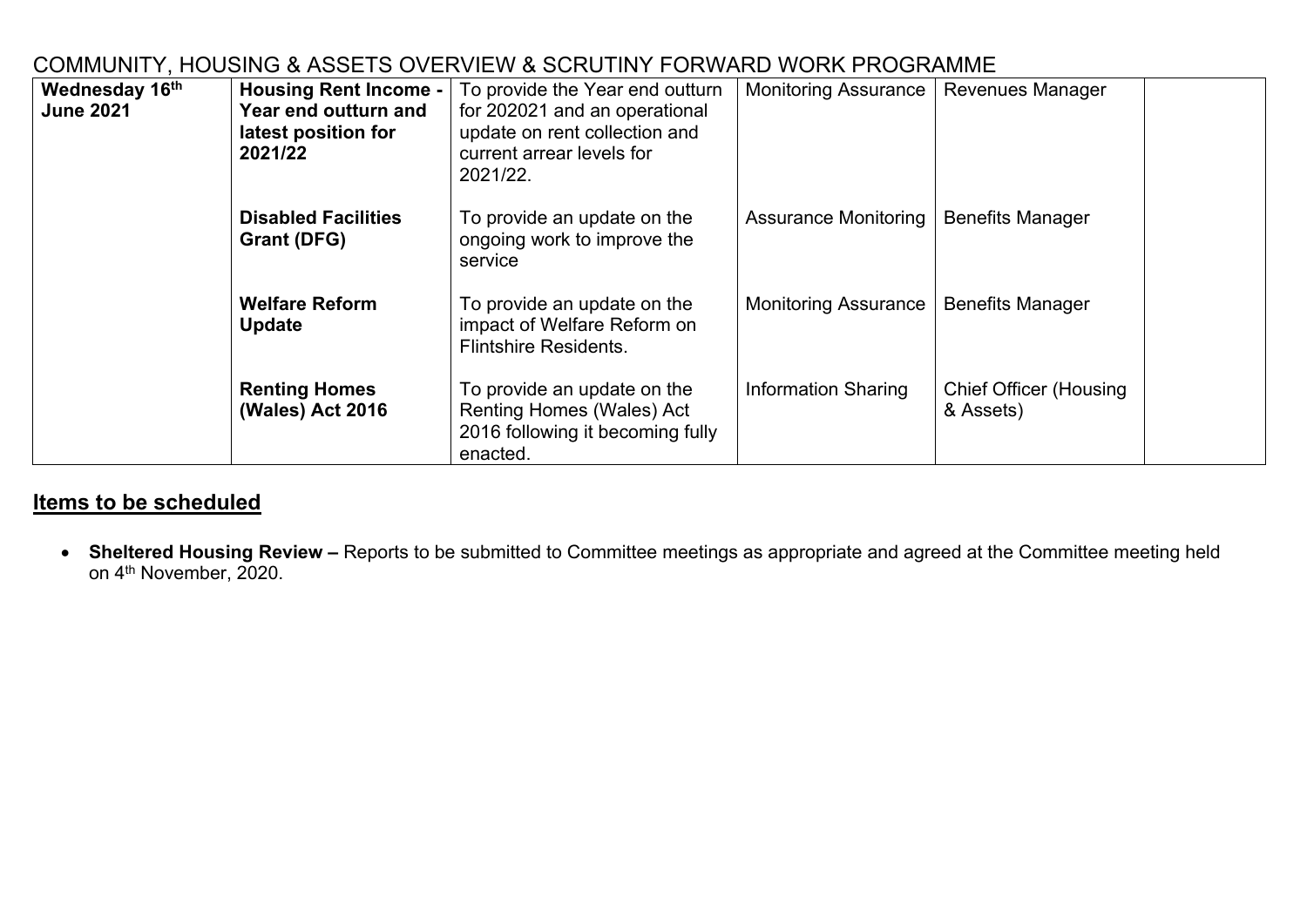# COMMUNITY, HOUSING & ASSETS OVERVIEW & SCRUTINY FORWARD WORK PROGRAMME

| | | | | | |
|---|---|---|---|---|---|
| **Wednesday 16th June 2021** | **Housing Rent Income - Year end outturn and latest position for 2021/22** | To provide the Year end outturn for 202021 and an operational update on rent collection and current arrear levels for 2021/22. | Monitoring Assurance | Revenues Manager | |
| | **Disabled Facilities Grant (DFG)** | To provide an update on the ongoing work to improve the service | Assurance Monitoring | Benefits Manager | |
| | **Welfare Reform Update** | To provide an update on the impact of Welfare Reform on Flintshire Residents. | Monitoring Assurance | Benefits Manager | |
| | **Renting Homes (Wales) Act 2016** | To provide an update on the Renting Homes (Wales) Act 2016 following it becoming fully enacted. | Information Sharing | Chief Officer (Housing & Assets) | |

## Items to be scheduled

- **Sheltered Housing Review –** Reports to be submitted to Committee meetings as appropriate and agreed at the Committee meeting held on 4th November, 2020.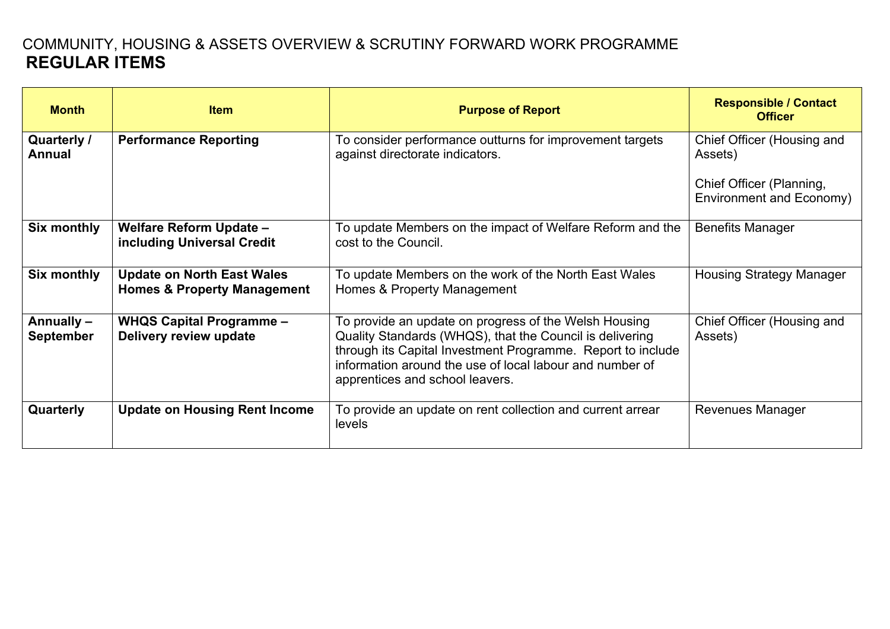COMMUNITY, HOUSING & ASSETS OVERVIEW & SCRUTINY FORWARD WORK PROGRAMME

## REGULAR ITEMS

| Month | Item | Purpose of Report | Responsible / Contact Officer |
|---|---|---|---|
| **Quarterly / Annual** | **Performance Reporting** | To consider performance outturns for improvement targets against directorate indicators. | Chief Officer (Housing and Assets)<br><br>Chief Officer (Planning, Environment and Economy) |
| **Six monthly** | **Welfare Reform Update – including Universal Credit** | To update Members on the impact of Welfare Reform and the cost to the Council. | Benefits Manager |
| **Six monthly** | **Update on North East Wales Homes & Property Management** | To update Members on the work of the North East Wales Homes & Property Management | Housing Strategy Manager |
| **Annually – September** | **WHQS Capital Programme – Delivery review update** | To provide an update on progress of the Welsh Housing Quality Standards (WHQS), that the Council is delivering through its Capital Investment Programme. Report to include information around the use of local labour and number of apprentices and school leavers. | Chief Officer (Housing and Assets) |
| **Quarterly** | **Update on Housing Rent Income** | To provide an update on rent collection and current arrear levels | Revenues Manager |